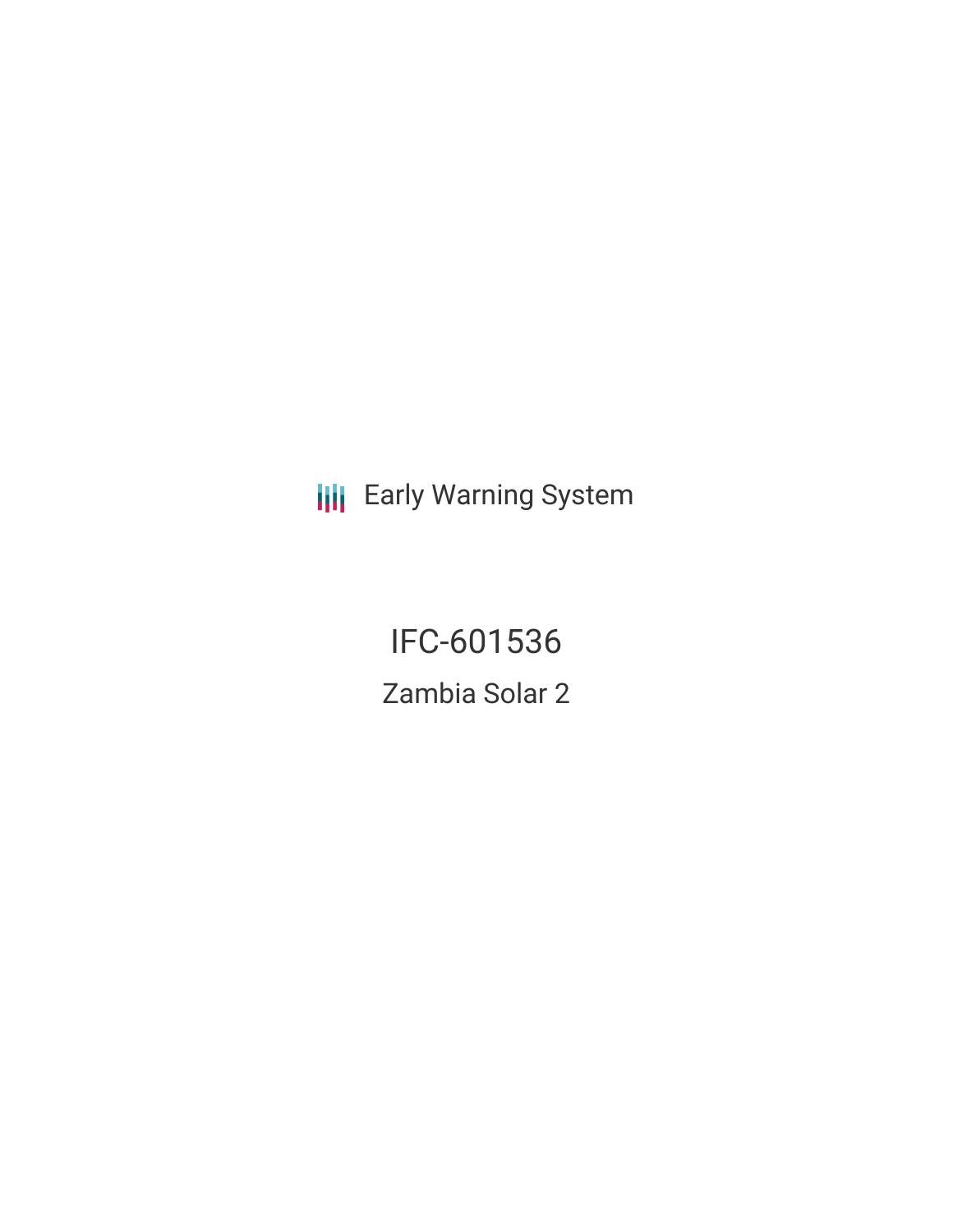Early Warning System

# IFC-601536

## Zambia Solar 2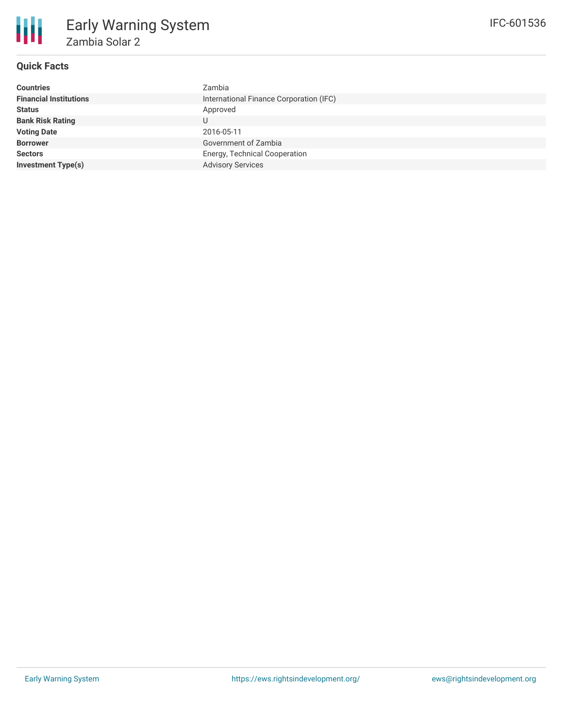# Early Warning System

## Zambia Solar 2

IFC-601536

### Quick Facts

| | |
|---|---|
| **Countries** | Zambia |
| **Financial Institutions** | International Finance Corporation (IFC) |
| **Status** | Approved |
| **Bank Risk Rating** | U |
| **Voting Date** | 2016-05-11 |
| **Borrower** | Government of Zambia |
| **Sectors** | Energy, Technical Cooperation |
| **Investment Type(s)** | Advisory Services |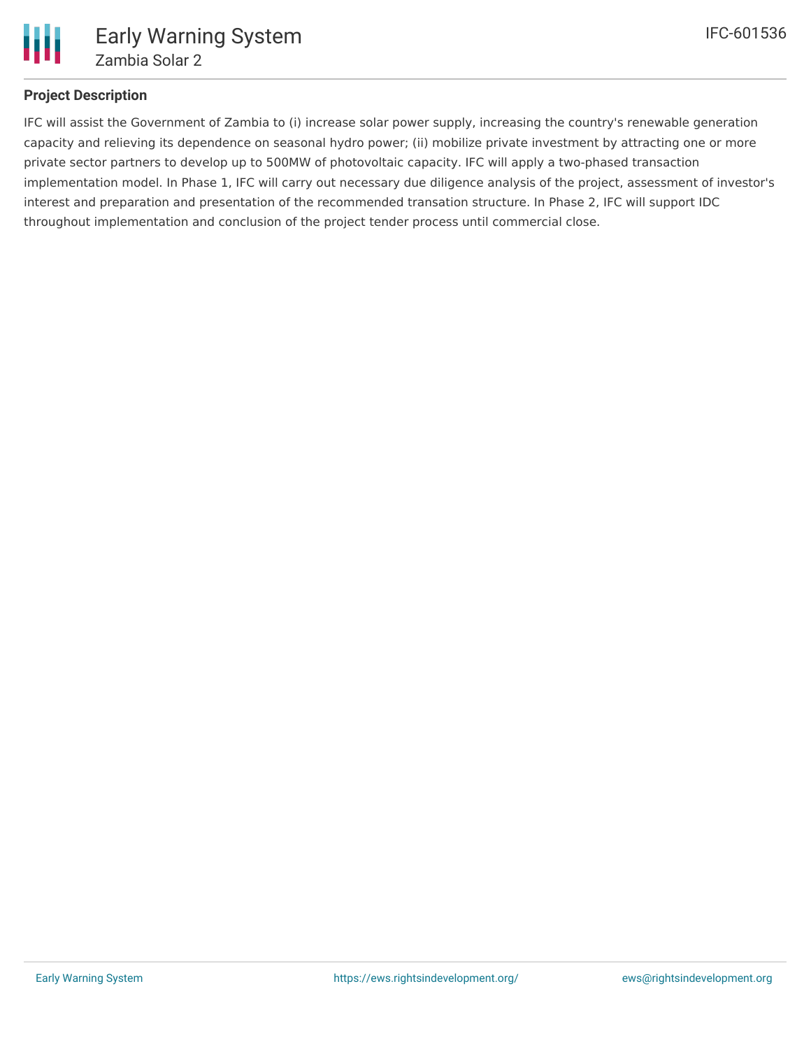## Project Description

IFC will assist the Government of Zambia to (i) increase solar power supply, increasing the country's renewable generation capacity and relieving its dependence on seasonal hydro power; (ii) mobilize private investment by attracting one or more private sector partners to develop up to 500MW of photovoltaic capacity. IFC will apply a two-phased transaction implementation model. In Phase 1, IFC will carry out necessary due diligence analysis of the project, assessment of investor's interest and preparation and presentation of the recommended transation structure. In Phase 2, IFC will support IDC throughout implementation and conclusion of the project tender process until commercial close.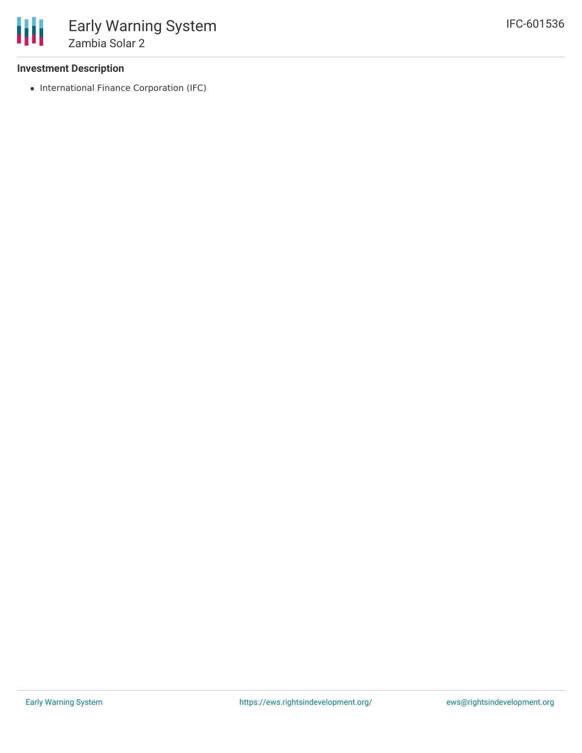### Investment Description

- International Finance Corporation (IFC)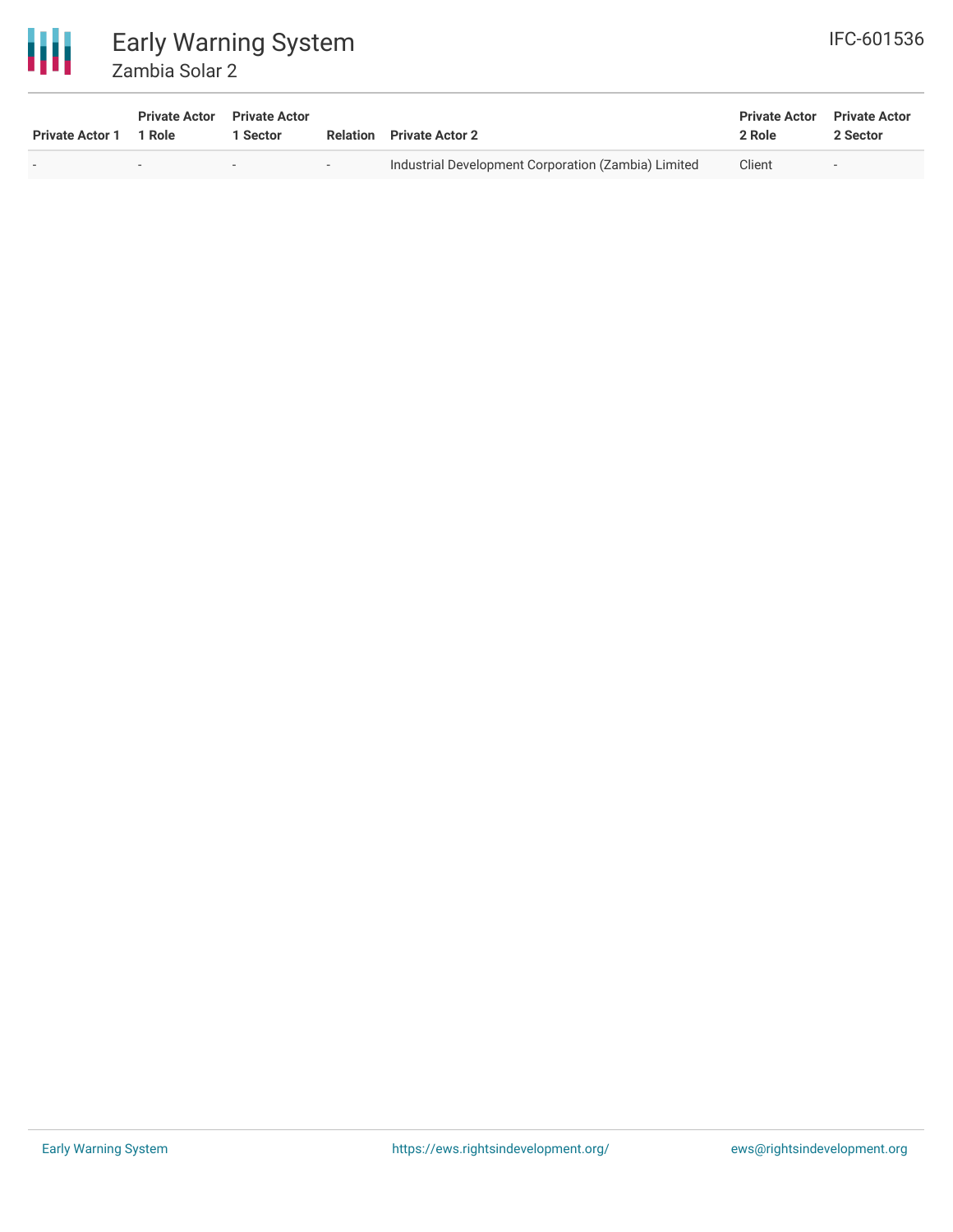| Private Actor 1 | Private Actor 1 Role | Private Actor 1 Sector | Relation | Private Actor 2 | Private Actor 2 Role | Private Actor 2 Sector |
|---|---|---|---|---|---|---|
| - | - | - | - | Industrial Development Corporation (Zambia) Limited | Client | - |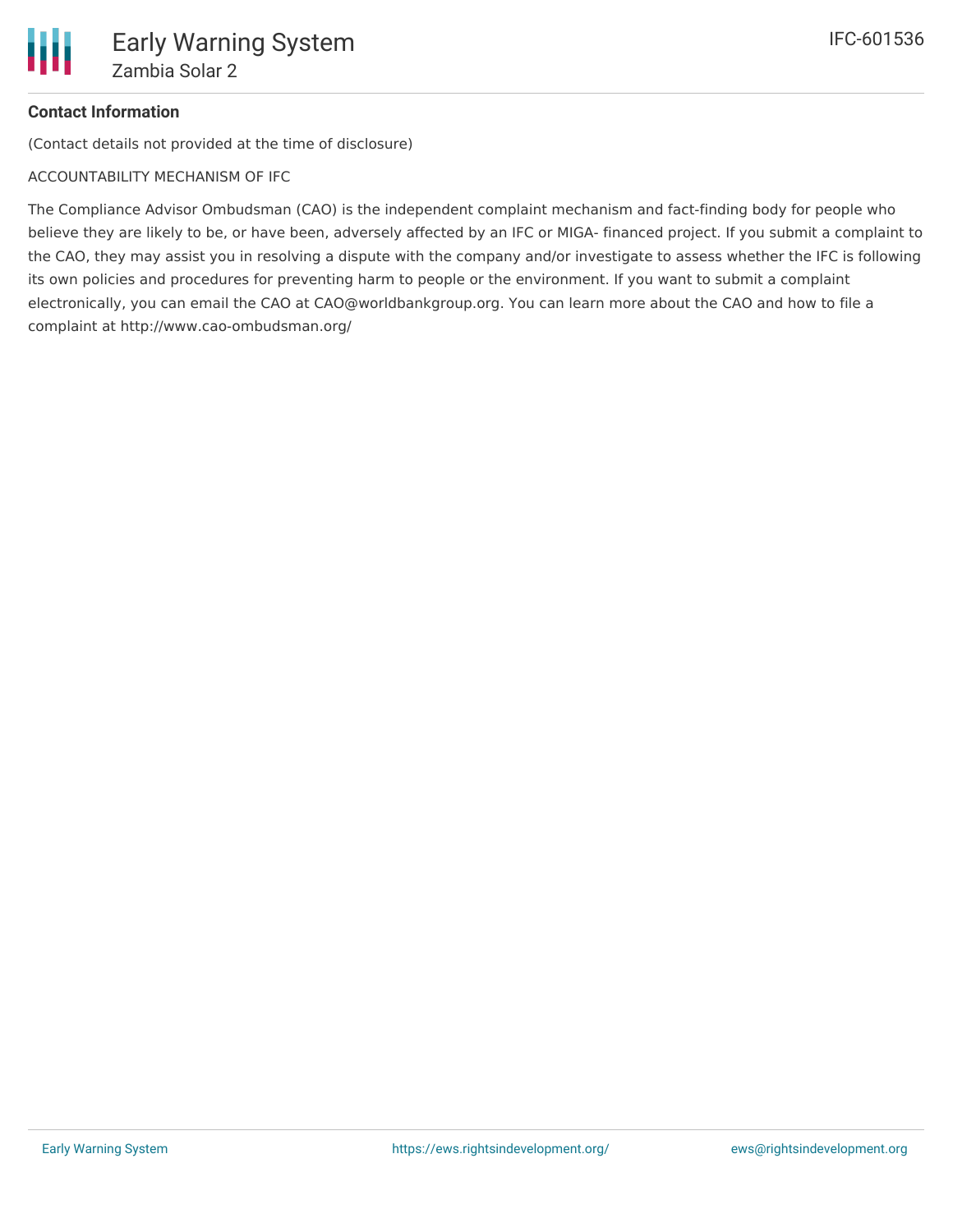**Contact Information**

(Contact details not provided at the time of disclosure)

ACCOUNTABILITY MECHANISM OF IFC

The Compliance Advisor Ombudsman (CAO) is the independent complaint mechanism and fact-finding body for people who believe they are likely to be, or have been, adversely affected by an IFC or MIGA- financed project. If you submit a complaint to the CAO, they may assist you in resolving a dispute with the company and/or investigate to assess whether the IFC is following its own policies and procedures for preventing harm to people or the environment. If you want to submit a complaint electronically, you can email the CAO at CAO@worldbankgroup.org. You can learn more about the CAO and how to file a complaint at http://www.cao-ombudsman.org/